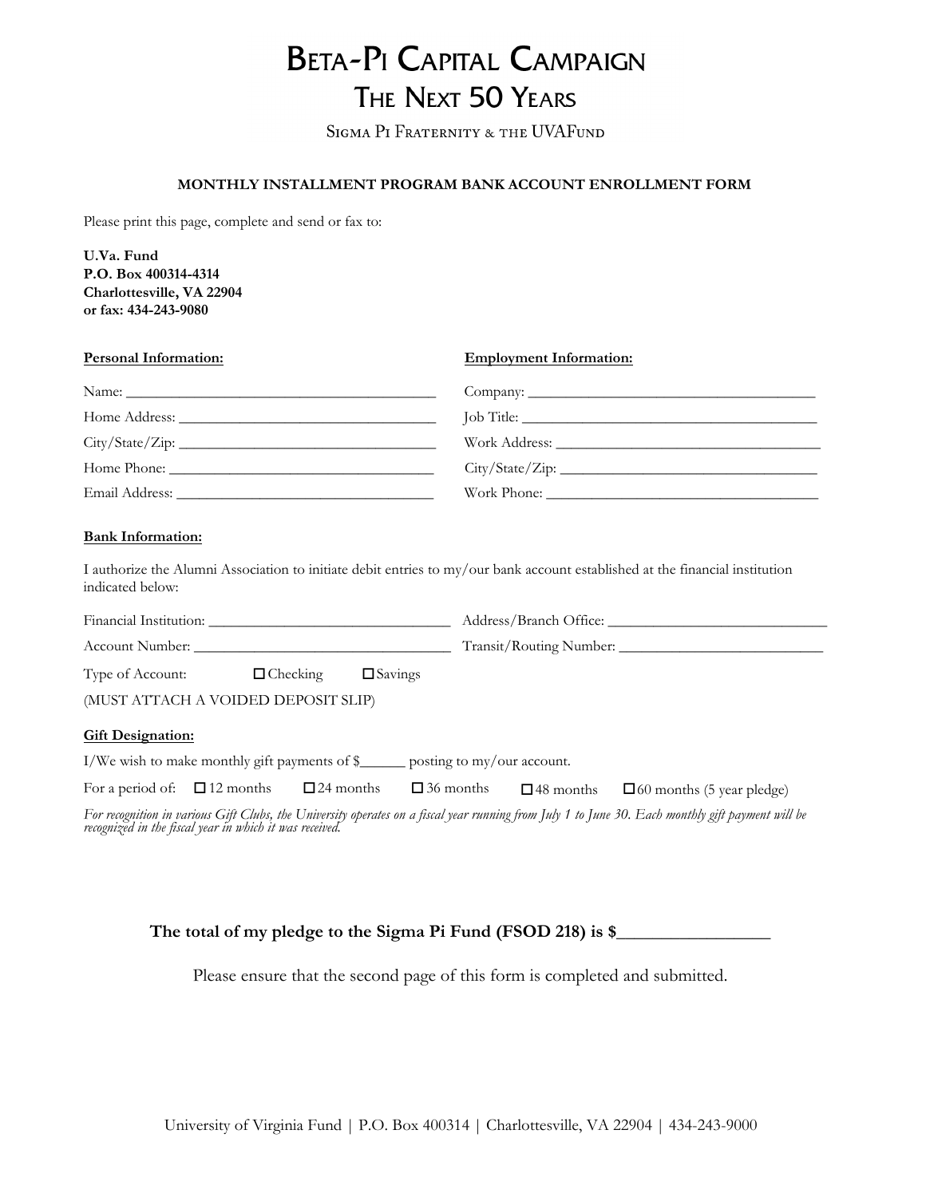# Beta-Pi Capital Campaign

## The Next 50 Years

Sigma Pi Fraternity & the UVAFund

**MONTHLY INSTALLMENT PROGRAM BANK ACCOUNT ENROLLMENT FORM**

Please print this page, complete and send or fax to:

**U.Va. Fund**
**P.O. Box 400314-4314**
**Charlottesville, VA 22904**
**or fax: 434-243-9080**

**Personal Information:**

Name: ________________________________________

Home Address: ________________________________

City/State/Zip: _______________________________

Home Phone: _________________________________

Email Address: ________________________________

**Employment Information:**

Company: _____________________________________

Job Title: _____________________________________

Work Address: _________________________________

City/State/Zip: _________________________________

Work Phone: ___________________________________

**Bank Information:**

I authorize the Alumni Association to initiate debit entries to my/our bank account established at the financial institution indicated below:

Financial Institution: ______________________________ Address/Branch Office: ____________________________

Account Number: ________________________________ Transit/Routing Number: __________________________

Type of Account: ☐ Checking ☐ Savings

(MUST ATTACH A VOIDED DEPOSIT SLIP)

**Gift Designation:**

I/We wish to make monthly gift payments of $______ posting to my/our account.

For a period of: ☐ 12 months ☐ 24 months ☐ 36 months ☐ 48 months ☐ 60 months (5 year pledge)

*For recognition in various Gift Clubs, the University operates on a fiscal year running from July 1 to June 30. Each monthly gift payment will be recognized in the fiscal year in which it was received.*

**The total of my pledge to the Sigma Pi Fund (FSOD 218) is $________________**

Please ensure that the second page of this form is completed and submitted.

University of Virginia Fund | P.O. Box 400314 | Charlottesville, VA 22904 | 434-243-9000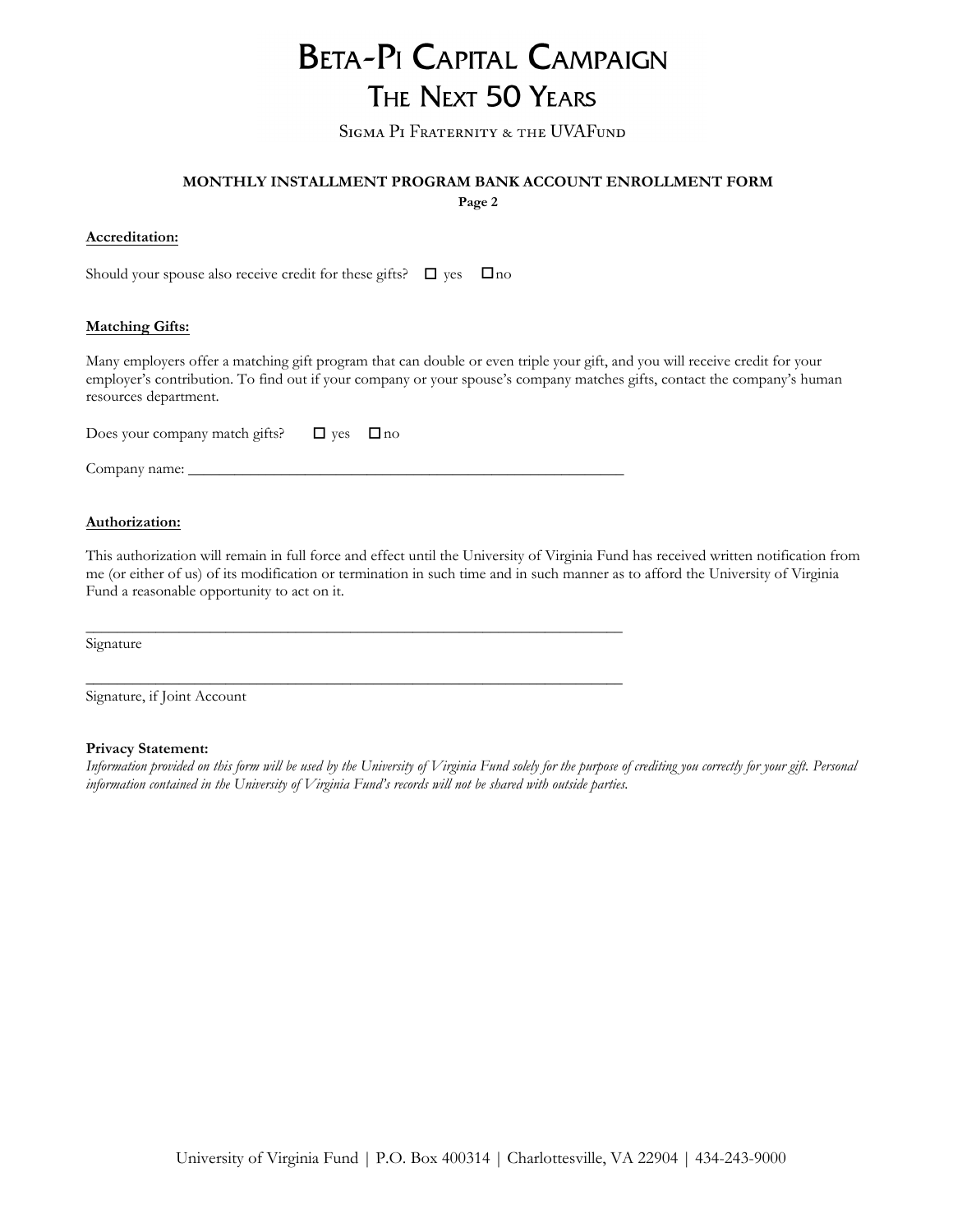# Beta-Pi Capital Campaign
## The Next 50 Years

Sigma Pi Fraternity & the UVAFund

**MONTHLY INSTALLMENT PROGRAM BANK ACCOUNT ENROLLMENT FORM**

**Page 2**

**Accreditation:**

Should your spouse also receive credit for these gifts? ☐ yes ☐ no

**Matching Gifts:**

Many employers offer a matching gift program that can double or even triple your gift, and you will receive credit for your employer's contribution. To find out if your company or your spouse's company matches gifts, contact the company's human resources department.

Does your company match gifts? ☐ yes ☐ no

Company name: ___________________________________________________________

**Authorization:**

This authorization will remain in full force and effect until the University of Virginia Fund has received written notification from me (or either of us) of its modification or termination in such time and in such manner as to afford the University of Virginia Fund a reasonable opportunity to act on it.

_________________________________________________________________________

Signature

_________________________________________________________________________

Signature, if Joint Account

**Privacy Statement:**

*Information provided on this form will be used by the University of Virginia Fund solely for the purpose of crediting you correctly for your gift. Personal information contained in the University of Virginia Fund's records will not be shared with outside parties.*

University of Virginia Fund | P.O. Box 400314 | Charlottesville, VA 22904 | 434-243-9000